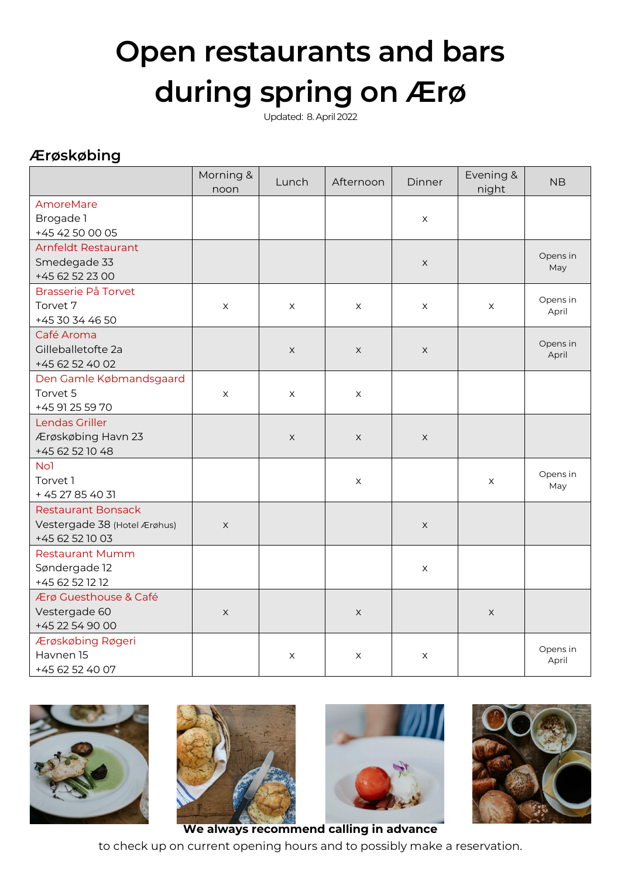# Open restaurants and bars during spring on Ærø

Updated: 8. April 2022

## Ærøskøbing

| | Morning & noon | Lunch | Afternoon | Dinner | Evening & night | NB |
|---|---|---|---|---|---|---|
| AmoreMare<br>Brogade 1<br>+45 42 50 00 05 | | | | x | | |
| Arnfeldt Restaurant<br>Smedegade 33<br>+45 62 52 23 00 | | | | x | | Opens in May |
| Brasserie På Torvet<br>Torvet 7<br>+45 30 34 46 50 | x | x | x | x | x | Opens in April |
| Café Aroma<br>Gilleballetofte 2a<br>+45 62 52 40 02 | | x | x | x | | Opens in April |
| Den Gamle Købmandsgaard<br>Torvet 5<br>+45 91 25 59 70 | x | x | x | | | |
| Lendas Griller<br>Ærøskøbing Havn 23<br>+45 62 52 10 48 | | x | x | x | | |
| No1<br>Torvet 1<br>+ 45 27 85 40 31 | | | x | | x | Opens in May |
| Restaurant Bonsack<br>Vestergade 38 (Hotel Ærøhus)<br>+45 62 52 10 03 | x | | | x | | |
| Restaurant Mumm<br>Søndergade 12<br>+45 62 52 12 12 | | | | x | | |
| Ærø Guesthouse & Café<br>Vestergade 60<br>+45 22 54 90 00 | x | | x | | x | |
| Ærøskøbing Røgeri<br>Havnen 15<br>+45 62 52 40 07 | | x | x | x | | Opens in April |

**We always recommend calling in advance**

to check up on current opening hours and to possibly make a reservation.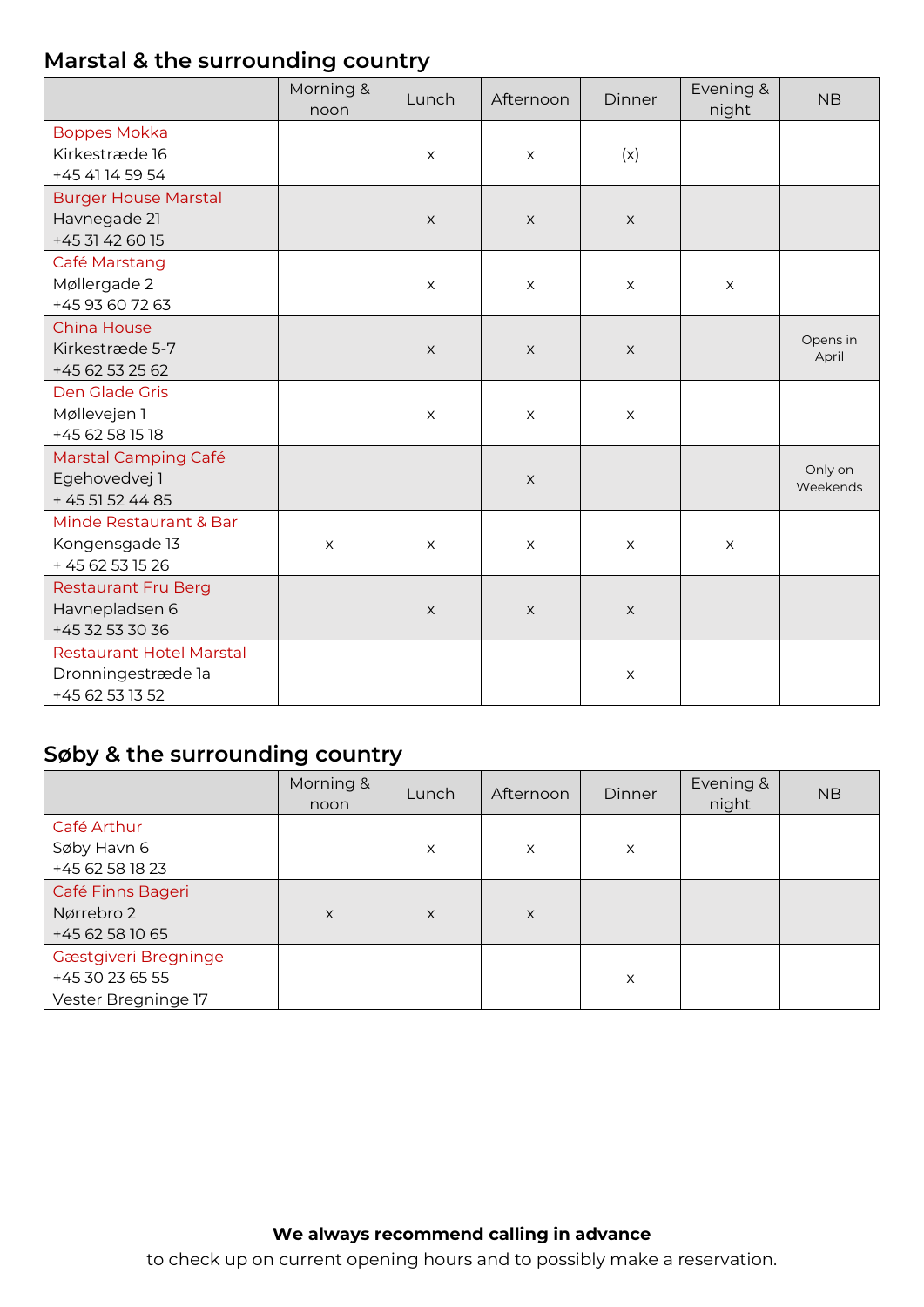## Marstal & the surrounding country

| | Morning & noon | Lunch | Afternoon | Dinner | Evening & night | NB |
|---|---|---|---|---|---|---|
| Boppes Mokka<br>Kirkestræde 16<br>+45 41 14 59 54 | | x | x | (x) | | |
| Burger House Marstal<br>Havnegade 21<br>+45 31 42 60 15 | | x | x | x | | |
| Café Marstang<br>Møllergade 2<br>+45 93 60 72 63 | | x | x | x | x | |
| China House<br>Kirkestræde 5-7<br>+45 62 53 25 62 | | x | x | x | | Opens in April |
| Den Glade Gris<br>Møllevejen 1<br>+45 62 58 15 18 | | x | x | x | | |
| Marstal Camping Café<br>Egehovedvej 1<br>+ 45 51 52 44 85 | | | x | | | Only on Weekends |
| Minde Restaurant & Bar<br>Kongensgade 13<br>+ 45 62 53 15 26 | x | x | x | x | x | |
| Restaurant Fru Berg<br>Havnepladsen 6<br>+45 32 53 30 36 | | x | x | x | | |
| Restaurant Hotel Marstal<br>Dronningestræde 1a<br>+45 62 53 13 52 | | | | x | | |

## Søby & the surrounding country

| | Morning & noon | Lunch | Afternoon | Dinner | Evening & night | NB |
|---|---|---|---|---|---|---|
| Café Arthur<br>Søby Havn 6<br>+45 62 58 18 23 | | x | x | x | | |
| Café Finns Bageri<br>Nørrebro 2<br>+45 62 58 10 65 | x | x | x | | | |
| Gæstgiveri Bregninge<br>+45 30 23 65 55<br>Vester Bregninge 17 | | | | x | | |

**We always recommend calling in advance**

to check up on current opening hours and to possibly make a reservation.